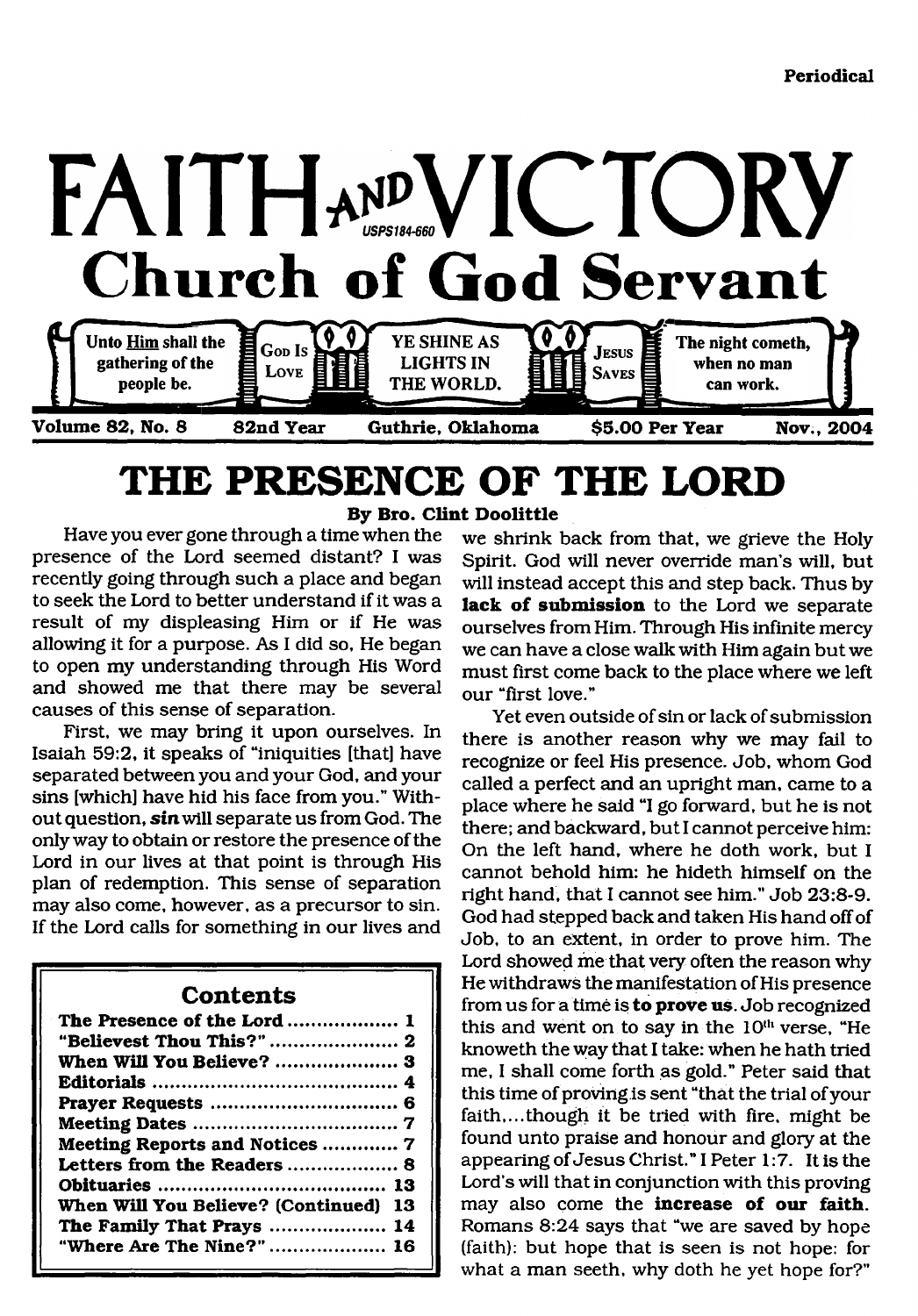Periodical

# FAITH AND VICTORY

USPS184-660

## Church of God Servant

Unto Him shall the gathering of the people be. | God Is Love | YE SHINE AS LIGHTS IN THE WORLD. | Jesus Saves | The night cometh, when no man can work.

Volume 82, No. 8 | 82nd Year | Guthrie, Oklahoma | $5.00 Per Year | Nov., 2004

# THE PRESENCE OF THE LORD

**By Bro. Clint Doolittle**

Have you ever gone through a time when the presence of the Lord seemed distant? I was recently going through such a place and began to seek the Lord to better understand if it was a result of my displeasing Him or if He was allowing it for a purpose. As I did so, He began to open my understanding through His Word and showed me that there may be several causes of this sense of separation.

First, we may bring it upon ourselves. In Isaiah 59:2, it speaks of "iniquities [that] have separated between you and your God, and your sins [which] have hid his face from you." Without question, ***sin*** will separate us from God. The only way to obtain or restore the presence of the Lord in our lives at that point is through His plan of redemption. This sense of separation may also come, however, as a precursor to sin. If the Lord calls for something in our lives and we shrink back from that, we grieve the Holy Spirit. God will never override man's will, but will instead accept this and step back. Thus by **lack of submission** to the Lord we separate ourselves from Him. Through His infinite mercy we can have a close walk with Him again but we must first come back to the place where we left our "first love."

Yet even outside of sin or lack of submission there is another reason why we may fail to recognize or feel His presence. Job, whom God called a perfect and an upright man, came to a place where he said "I go forward, but he is not there; and backward, but I cannot perceive him: On the left hand, where he doth work, but I cannot behold him: he hideth himself on the right hand, that I cannot see him." Job 23:8-9. God had stepped back and taken His hand off of Job, to an extent, in order to prove him. The Lord showed me that very often the reason why He withdraws the manifestation of His presence from us for a time is **to prove us**. Job recognized this and went on to say in the 10th verse, "He knoweth the way that I take: when he hath tried me, I shall come forth as gold." Peter said that this time of proving is sent "that the trial of your faith,...though it be tried with fire, might be found unto praise and honour and glory at the appearing of Jesus Christ." I Peter 1:7. It is the Lord's will that in conjunction with this proving may also come the **increase of our faith**. Romans 8:24 says that "we are saved by hope (faith): but hope that is seen is not hope: for what a man seeth, why doth he yet hope for?"

## Contents

| | |
|---|---|
| The Presence of the Lord | 1 |
| "Believest Thou This?" | 2 |
| When Will You Believe? | 3 |
| Editorials | 4 |
| Prayer Requests | 6 |
| Meeting Dates | 7 |
| Meeting Reports and Notices | 7 |
| Letters from the Readers | 8 |
| Obituaries | 13 |
| When Will You Believe? (Continued) | 13 |
| The Family That Prays | 14 |
| "Where Are The Nine?" | 16 |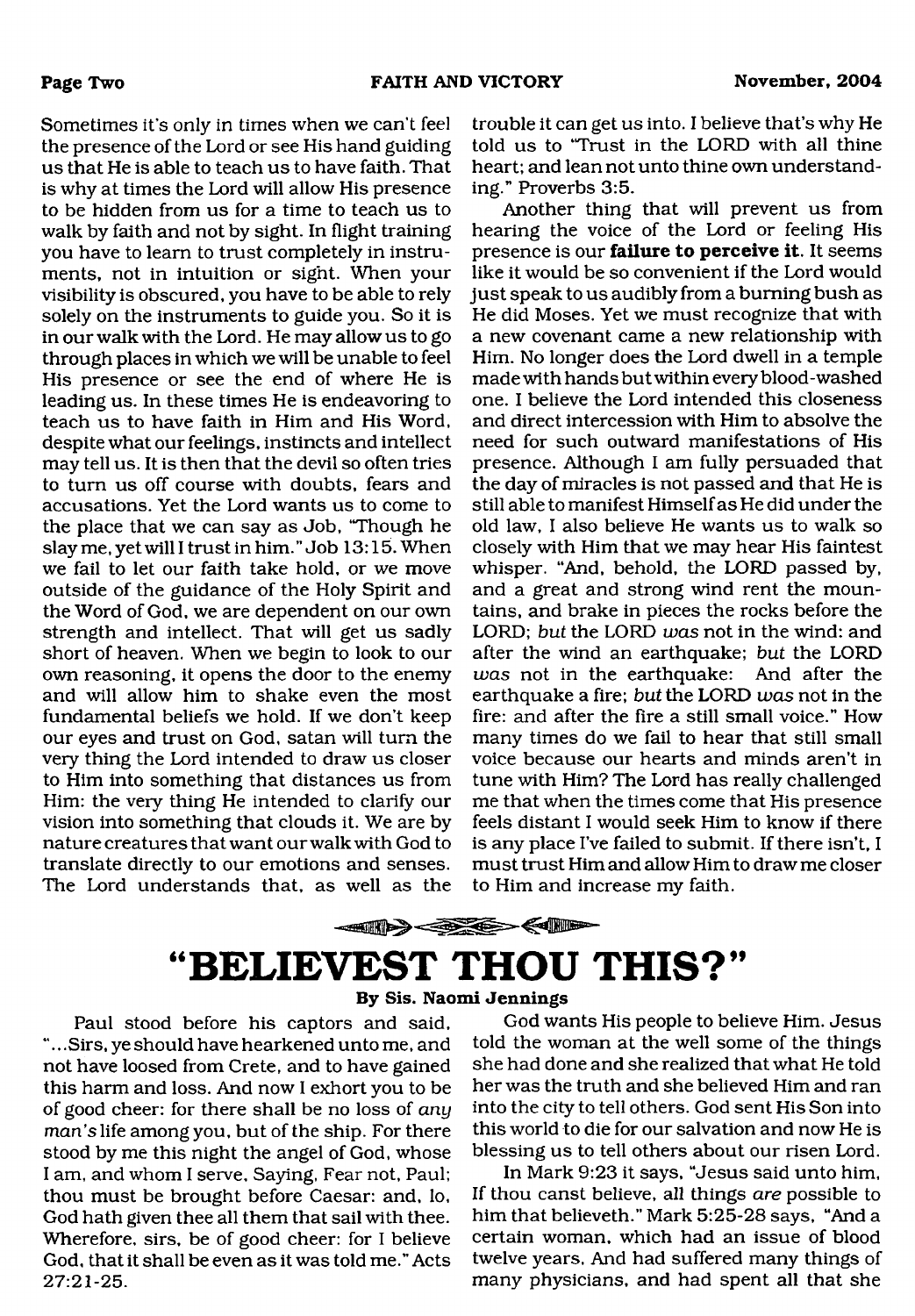Sometimes it's only in times when we can't feel the presence of the Lord or see His hand guiding us that He is able to teach us to have faith. That is why at times the Lord will allow His presence to be hidden from us for a time to teach us to walk by faith and not by sight. In flight training you have to learn to trust completely in instruments, not in intuition or sight. When your visibility is obscured, you have to be able to rely solely on the instruments to guide you. So it is in our walk with the Lord. He may allow us to go through places in which we will be unable to feel His presence or see the end of where He is leading us. In these times He is endeavoring to teach us to have faith in Him and His Word, despite what our feelings, instincts and intellect may tell us. It is then that the devil so often tries to turn us off course with doubts, fears and accusations. Yet the Lord wants us to come to the place that we can say as Job, "Though he slay me, yet will I trust in him." Job 13:15. When we fail to let our faith take hold, or we move outside of the guidance of the Holy Spirit and the Word of God, we are dependent on our own strength and intellect. That will get us sadly short of heaven. When we begin to look to our own reasoning, it opens the door to the enemy and will allow him to shake even the most fundamental beliefs we hold. If we don't keep our eyes and trust on God, satan will turn the very thing the Lord intended to draw us closer to Him into something that distances us from Him: the very thing He intended to clarify our vision into something that clouds it. We are by nature creatures that want our walk with God to translate directly to our emotions and senses. The Lord understands that, as well as the trouble it can get us into. I believe that's why He told us to "Trust in the LORD with all thine heart; and lean not unto thine own understanding." Proverbs 3:5.

Another thing that will prevent us from hearing the voice of the Lord or feeling His presence is our **failure to perceive it**. It seems like it would be so convenient if the Lord would just speak to us audibly from a burning bush as He did Moses. Yet we must recognize that with a new covenant came a new relationship with Him. No longer does the Lord dwell in a temple made with hands but within every blood-washed one. I believe the Lord intended this closeness and direct intercession with Him to absolve the need for such outward manifestations of His presence. Although I am fully persuaded that the day of miracles is not passed and that He is still able to manifest Himself as He did under the old law, I also believe He wants us to walk so closely with Him that we may hear His faintest whisper. "And, behold, the LORD passed by, and a great and strong wind rent the mountains, and brake in pieces the rocks before the LORD; *but* the LORD *was* not in the wind: and after the wind an earthquake; *but* the LORD *was* not in the earthquake: And after the earthquake a fire; *but* the LORD *was* not in the fire: and after the fire a still small voice." How many times do we fail to hear that still small voice because our hearts and minds aren't in tune with Him? The Lord has really challenged me that when the times come that His presence feels distant I would seek Him to know if there is any place I've failed to submit. If there isn't, I must trust Him and allow Him to draw me closer to Him and increase my faith.

# "BELIEVEST THOU THIS?"

**By Sis. Naomi Jennings**

Paul stood before his captors and said, "...Sirs, ye should have hearkened unto me, and not have loosed from Crete, and to have gained this harm and loss. And now I exhort you to be of good cheer: for there shall be no loss of *any man's* life among you, but of the ship. For there stood by me this night the angel of God, whose I am, and whom I serve, Saying, Fear not, Paul; thou must be brought before Caesar: and, lo, God hath given thee all them that sail with thee. Wherefore, sirs, be of good cheer: for I believe God, that it shall be even as it was told me." Acts 27:21-25.

God wants His people to believe Him. Jesus told the woman at the well some of the things she had done and she realized that what He told her was the truth and she believed Him and ran into the city to tell others. God sent His Son into this world to die for our salvation and now He is blessing us to tell others about our risen Lord.

In Mark 9:23 it says, "Jesus said unto him, If thou canst believe, all things *are* possible to him that believeth." Mark 5:25-28 says, "And a certain woman, which had an issue of blood twelve years, And had suffered many things of many physicians, and had spent all that she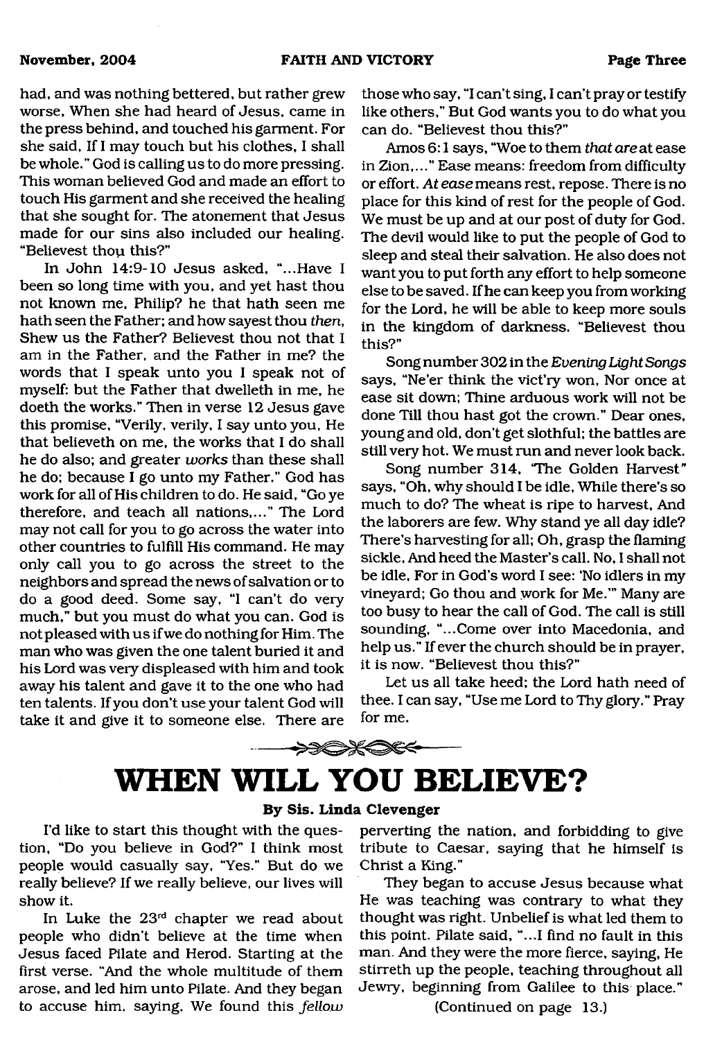had, and was nothing bettered, but rather grew worse, When she had heard of Jesus, came in the press behind, and touched his garment. For she said, If I may touch but his clothes, I shall be whole." God is calling us to do more pressing. This woman believed God and made an effort to touch His garment and she received the healing that she sought for. The atonement that Jesus made for our sins also included our healing. "Believest thou this?"

In John 14:9-10 Jesus asked, "...Have I been so long time with you, and yet hast thou not known me, Philip? he that hath seen me hath seen the Father; and how sayest thou *then*, Shew us the Father? Believest thou not that I am in the Father, and the Father in me? the words that I speak unto you I speak not of myself: but the Father that dwelleth in me, he doeth the works." Then in verse 12 Jesus gave this promise, "Verily, verily, I say unto you, He that believeth on me, the works that I do shall he do also; and greater *works* than these shall he do; because I go unto my Father." God has work for all of His children to do. He said, "Go ye therefore, and teach all nations,..." The Lord may not call for you to go across the water into other countries to fulfill His command. He may only call you to go across the street to the neighbors and spread the news of salvation or to do a good deed. Some say, "I can't do very much," but you must do what you can. God is not pleased with us if we do nothing for Him. The man who was given the one talent buried it and his Lord was very displeased with him and took away his talent and gave it to the one who had ten talents. If you don't use your talent God will take it and give it to someone else. There are those who say, "I can't sing, I can't pray or testify like others," But God wants you to do what you can do. "Believest thou this?"

Amos 6:1 says, "Woe to them *that are* at ease in Zion,..." Ease means: freedom from difficulty or effort. *At ease* means rest, repose. There is no place for this kind of rest for the people of God. We must be up and at our post of duty for God. The devil would like to put the people of God to sleep and steal their salvation. He also does not want you to put forth any effort to help someone else to be saved. If he can keep you from working for the Lord, he will be able to keep more souls in the kingdom of darkness. "Believest thou this?"

Song number 302 in the *Evening Light Songs* says, "Ne'er think the vict'ry won, Nor once at ease sit down; Thine arduous work will not be done Till thou hast got the crown." Dear ones, young and old, don't get slothful; the battles are still very hot. We must run and never look back.

Song number 314, "The Golden Harvest" says, "Oh, why should I be idle, While there's so much to do? The wheat is ripe to harvest, And the laborers are few. Why stand ye all day idle? There's harvesting for all; Oh, grasp the flaming sickle, And heed the Master's call. No, I shall not be idle, For in God's word I see: 'No idlers in my vineyard; Go thou and work for Me.'" Many are too busy to hear the call of God. The call is still sounding, "...Come over into Macedonia, and help us." If ever the church should be in prayer, it is now. "Believest thou this?"

Let us all take heed; the Lord hath need of thee. I can say, "Use me Lord to Thy glory." Pray for me.

# WHEN WILL YOU BELIEVE?

**By Sis. Linda Clevenger**

I'd like to start this thought with the question, "Do you believe in God?" I think most people would casually say, "Yes." But do we really believe? If we really believe, our lives will show it.

In Luke the 23rd chapter we read about people who didn't believe at the time when Jesus faced Pilate and Herod. Starting at the first verse. "And the whole multitude of them arose, and led him unto Pilate. And they began to accuse him, saying, We found this *fellow* perverting the nation, and forbidding to give tribute to Caesar, saying that he himself is Christ a King."

They began to accuse Jesus because what He was teaching was contrary to what they thought was right. Unbelief is what led them to this point. Pilate said, "...I find no fault in this man. And they were the more fierce, saying, He stirreth up the people, teaching throughout all Jewry, beginning from Galilee to this place."

(Continued on page 13.)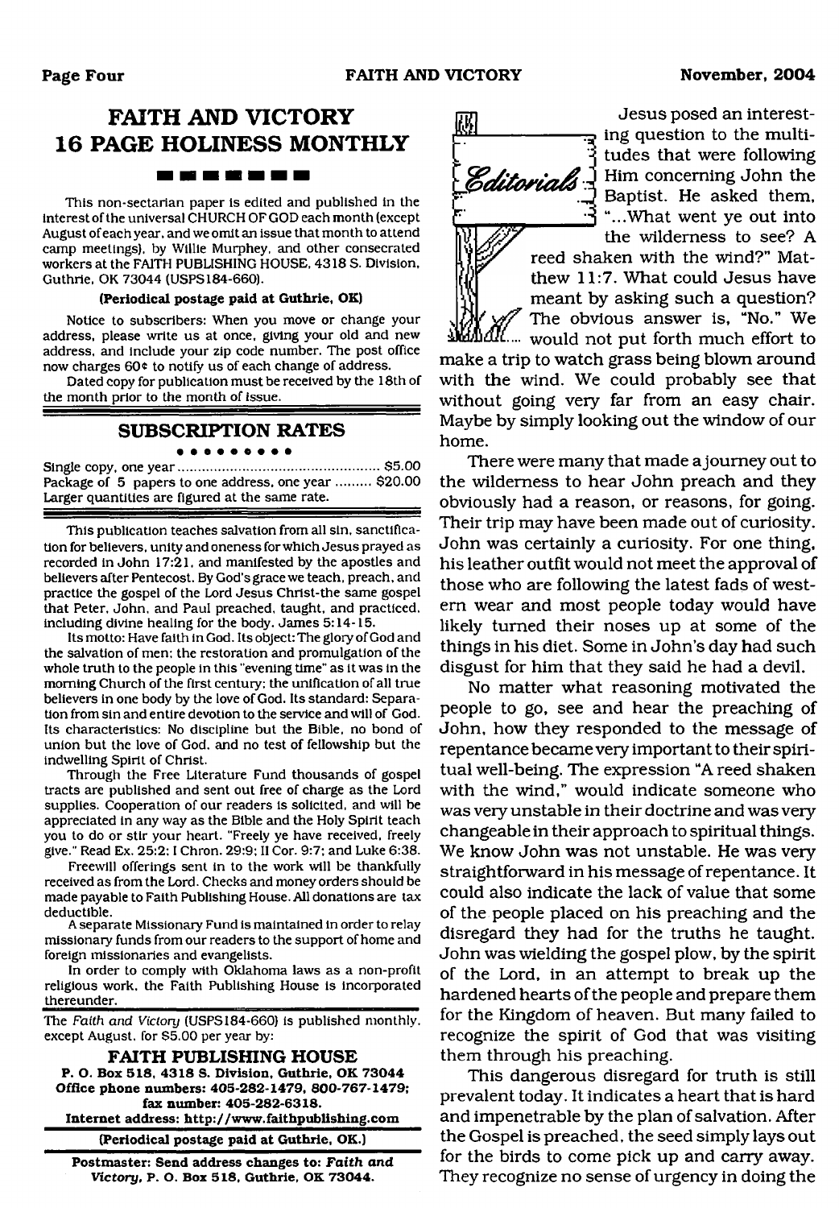# FAITH AND VICTORY
# 16 PAGE HOLINESS MONTHLY

This non-sectarian paper is edited and published in the interest of the universal CHURCH OF GOD each month (except August of each year, and we omit an issue that month to attend camp meetings), by Willie Murphey, and other consecrated workers at the FAITH PUBLISHING HOUSE, 4318 S. Division, Guthrie, OK 73044 (USPS184-660).

**(Periodical postage paid at Guthrie, OK)**

Notice to subscribers: When you move or change your address, please write us at once, giving your old and new address, and include your zip code number. The post office now charges 60¢ to notify us of each change of address.

Dated copy for publication must be received by the 18th of the month prior to the month of issue.

## SUBSCRIPTION RATES

Single copy, one year .................................................. $5.00
Package of 5 papers to one address, one year ......... $20.00
Larger quantities are figured at the same rate.

This publication teaches salvation from all sin, sanctification for believers, unity and oneness for which Jesus prayed as recorded in John 17:21, and manifested by the apostles and believers after Pentecost. By God's grace we teach, preach, and practice the gospel of the Lord Jesus Christ-the same gospel that Peter, John, and Paul preached, taught, and practiced, including divine healing for the body. James 5:14-15.

Its motto: Have faith in God. Its object: The glory of God and the salvation of men; the restoration and promulgation of the whole truth to the people in this "evening time" as it was in the morning Church of the first century; the unification of all true believers in one body by the love of God. Its standard: Separation from sin and entire devotion to the service and will of God. Its characteristics: No discipline but the Bible, no bond of union but the love of God, and no test of fellowship but the indwelling Spirit of Christ.

Through the Free Literature Fund thousands of gospel tracts are published and sent out free of charge as the Lord supplies. Cooperation of our readers is solicited, and will be appreciated in any way as the Bible and the Holy Spirit teach you to do or stir your heart. "Freely ye have received, freely give." Read Ex. 25:2; I Chron. 29:9; II Cor. 9:7; and Luke 6:38.

Freewill offerings sent in to the work will be thankfully received as from the Lord. Checks and money orders should be made payable to Faith Publishing House. All donations are tax deductible.

A separate Missionary Fund is maintained in order to relay missionary funds from our readers to the support of home and foreign missionaries and evangelists.

In order to comply with Oklahoma laws as a non-profit religious work, the Faith Publishing House is incorporated thereunder.

The *Faith and Victory* (USPS184-660) is published monthly, except August, for $5.00 per year by:

**FAITH PUBLISHING HOUSE**
**P. O. Box 518, 4318 S. Division, Guthrie, OK 73044**
**Office phone numbers: 405-282-1479, 800-767-1479; fax number: 405-282-6318.**
**Internet address: http://www.faithpublishing.com**

**(Periodical postage paid at Guthrie, OK.)**

**Postmaster: Send address changes to: *Faith and Victory*, P. O. Box 518, Guthrie, OK 73044.**

## Editorials

Jesus posed an interesting question to the multitudes that were following Him concerning John the Baptist. He asked them, "...What went ye out into the wilderness to see? A reed shaken with the wind?" Matthew 11:7. What could Jesus have meant by asking such a question? The obvious answer is, "No." We would not put forth much effort to make a trip to watch grass being blown around with the wind. We could probably see that without going very far from an easy chair. Maybe by simply looking out the window of our home.

There were many that made a journey out to the wilderness to hear John preach and they obviously had a reason, or reasons, for going. Their trip may have been made out of curiosity. John was certainly a curiosity. For one thing, his leather outfit would not meet the approval of those who are following the latest fads of western wear and most people today would have likely turned their noses up at some of the things in his diet. Some in John's day had such disgust for him that they said he had a devil.

No matter what reasoning motivated the people to go, see and hear the preaching of John, how they responded to the message of repentance became very important to their spiritual well-being. The expression "A reed shaken with the wind," would indicate someone who was very unstable in their doctrine and was very changeable in their approach to spiritual things. We know John was not unstable. He was very straightforward in his message of repentance. It could also indicate the lack of value that some of the people placed on his preaching and the disregard they had for the truths he taught. John was wielding the gospel plow, by the spirit of the Lord, in an attempt to break up the hardened hearts of the people and prepare them for the Kingdom of heaven. But many failed to recognize the spirit of God that was visiting them through his preaching.

This dangerous disregard for truth is still prevalent today. It indicates a heart that is hard and impenetrable by the plan of salvation. After the Gospel is preached, the seed simply lays out for the birds to come pick up and carry away. They recognize no sense of urgency in doing the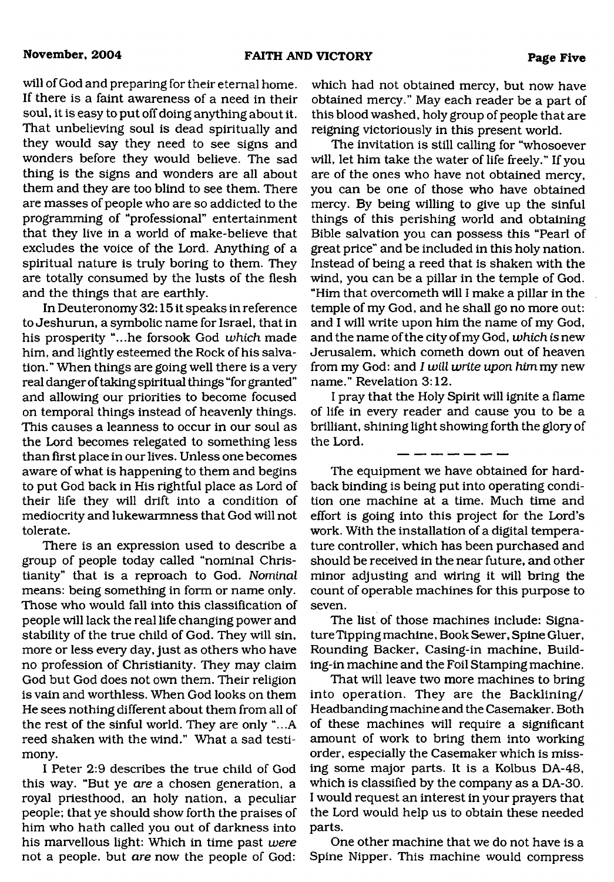will of God and preparing for their eternal home. If there is a faint awareness of a need in their soul, it is easy to put off doing anything about it. That unbelieving soul is dead spiritually and they would say they need to see signs and wonders before they would believe. The sad thing is the signs and wonders are all about them and they are too blind to see them. There are masses of people who are so addicted to the programming of "professional" entertainment that they live in a world of make-believe that excludes the voice of the Lord. Anything of a spiritual nature is truly boring to them. They are totally consumed by the lusts of the flesh and the things that are earthly.

In Deuteronomy 32:15 it speaks in reference to Jeshurun, a symbolic name for Israel, that in his prosperity "...he forsook God *which* made him, and lightly esteemed the Rock of his salvation." When things are going well there is a very real danger of taking spiritual things "for granted" and allowing our priorities to become focused on temporal things instead of heavenly things. This causes a leanness to occur in our soul as the Lord becomes relegated to something less than first place in our lives. Unless one becomes aware of what is happening to them and begins to put God back in His rightful place as Lord of their life they will drift into a condition of mediocrity and lukewarmness that God will not tolerate.

There is an expression used to describe a group of people today called "nominal Christianity" that is a reproach to God. *Nominal* means: being something in form or name only. Those who would fall into this classification of people will lack the real life changing power and stability of the true child of God. They will sin, more or less every day, just as others who have no profession of Christianity. They may claim God but God does not own them. Their religion is vain and worthless. When God looks on them He sees nothing different about them from all of the rest of the sinful world. They are only "...A reed shaken with the wind." What a sad testimony.

I Peter 2:9 describes the true child of God this way. "But ye *are* a chosen generation, a royal priesthood, an holy nation, a peculiar people; that ye should show forth the praises of him who hath called you out of darkness into his marvellous light: Which in time past *were* not a people, but *are* now the people of God: which had not obtained mercy, but now have obtained mercy." May each reader be a part of this blood washed, holy group of people that are reigning victoriously in this present world.

The invitation is still calling for "whosoever will, let him take the water of life freely." If you are of the ones who have not obtained mercy, you can be one of those who have obtained mercy. By being willing to give up the sinful things of this perishing world and obtaining Bible salvation you can possess this "Pearl of great price" and be included in this holy nation. Instead of being a reed that is shaken with the wind, you can be a pillar in the temple of God. "Him that overcometh will I make a pillar in the temple of my God, and he shall go no more out: and I will write upon him the name of my God, and the name of the city of my God, *which is* new Jerusalem, which cometh down out of heaven from my God: and *I will write upon him* my new name." Revelation 3:12.

I pray that the Holy Spirit will ignite a flame of life in every reader and cause you to be a brilliant, shining light showing forth the glory of the Lord.

— — — — — — —

The equipment we have obtained for hardback binding is being put into operating condition one machine at a time. Much time and effort is going into this project for the Lord's work. With the installation of a digital temperature controller, which has been purchased and should be received in the near future, and other minor adjusting and wiring it will bring the count of operable machines for this purpose to seven.

The list of those machines include: Signature Tipping machine, Book Sewer, Spine Gluer, Rounding Backer, Casing-in machine, Building-in machine and the Foil Stamping machine.

That will leave two more machines to bring into operation. They are the Backlining/Headbanding machine and the Casemaker. Both of these machines will require a significant amount of work to bring them into working order, especially the Casemaker which is missing some major parts. It is a Kolbus DA-48, which is classified by the company as a DA-30. I would request an interest in your prayers that the Lord would help us to obtain these needed parts.

One other machine that we do not have is a Spine Nipper. This machine would compress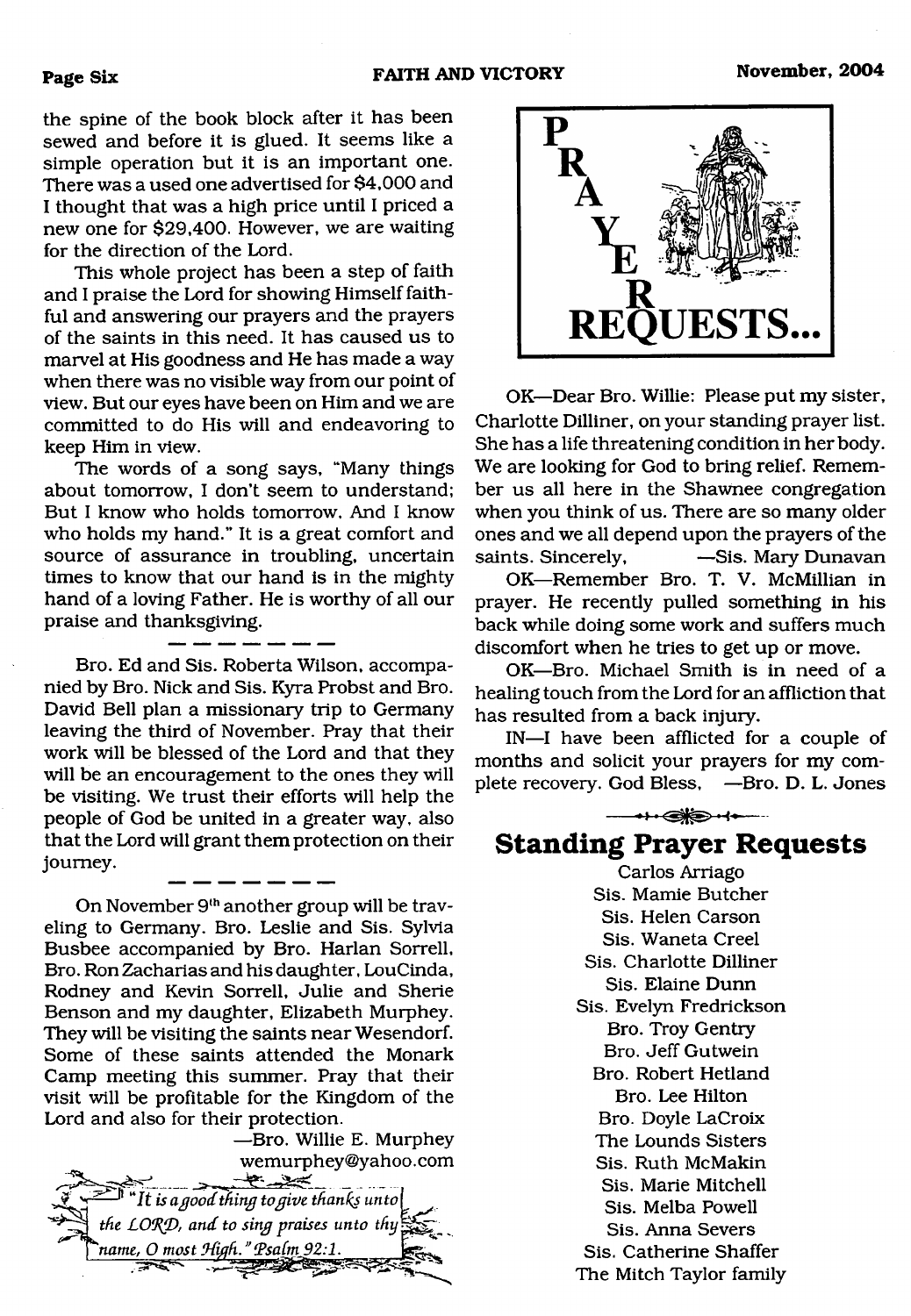the spine of the book block after it has been sewed and before it is glued. It seems like a simple operation but it is an important one. There was a used one advertised for $4,000 and I thought that was a high price until I priced a new one for $29,400. However, we are waiting for the direction of the Lord.

This whole project has been a step of faith and I praise the Lord for showing Himself faithful and answering our prayers and the prayers of the saints in this need. It has caused us to marvel at His goodness and He has made a way when there was no visible way from our point of view. But our eyes have been on Him and we are committed to do His will and endeavoring to keep Him in view.

The words of a song says, "Many things about tomorrow, I don't seem to understand; But I know who holds tomorrow, And I know who holds my hand." It is a great comfort and source of assurance in troubling, uncertain times to know that our hand is in the mighty hand of a loving Father. He is worthy of all our praise and thanksgiving.

---

Bro. Ed and Sis. Roberta Wilson, accompanied by Bro. Nick and Sis. Kyra Probst and Bro. David Bell plan a missionary trip to Germany leaving the third of November. Pray that their work will be blessed of the Lord and that they will be an encouragement to the ones they will be visiting. We trust their efforts will help the people of God be united in a greater way, also that the Lord will grant them protection on their journey.

---

On November 9th another group will be traveling to Germany. Bro. Leslie and Sis. Sylvia Busbee accompanied by Bro. Harlan Sorrell, Bro. Ron Zacharias and his daughter, LouCinda, Rodney and Kevin Sorrell, Julie and Sherie Benson and my daughter, Elizabeth Murphey. They will be visiting the saints near Wesendorf. Some of these saints attended the Monark Camp meeting this summer. Pray that their visit will be profitable for the Kingdom of the Lord and also for their protection.

—Bro. Willie E. Murphey
wemurphey@yahoo.com

*"It is a good thing to give thanks unto the LORD, and to sing praises unto thy name, O most High." Psalm 92:1.*

## PRAYER REQUESTS...

OK—Dear Bro. Willie: Please put my sister, Charlotte Dilliner, on your standing prayer list. She has a life threatening condition in her body. We are looking for God to bring relief. Remember us all here in the Shawnee congregation when you think of us. There are so many older ones and we all depend upon the prayers of the saints. Sincerely, —Sis. Mary Dunavan

OK—Remember Bro. T. V. McMillian in prayer. He recently pulled something in his back while doing some work and suffers much discomfort when he tries to get up or move.

OK—Bro. Michael Smith is in need of a healing touch from the Lord for an affliction that has resulted from a back injury.

IN—I have been afflicted for a couple of months and solicit your prayers for my complete recovery. God Bless, —Bro. D. L. Jones

## Standing Prayer Requests

Carlos Arriago
Sis. Mamie Butcher
Sis. Helen Carson
Sis. Waneta Creel
Sis. Charlotte Dilliner
Sis. Elaine Dunn
Sis. Evelyn Fredrickson
Bro. Troy Gentry
Bro. Jeff Gutwein
Bro. Robert Hetland
Bro. Lee Hilton
Bro. Doyle LaCroix
The Lounds Sisters
Sis. Ruth McMakin
Sis. Marie Mitchell
Sis. Melba Powell
Sis. Anna Severs
Sis. Catherine Shaffer
The Mitch Taylor family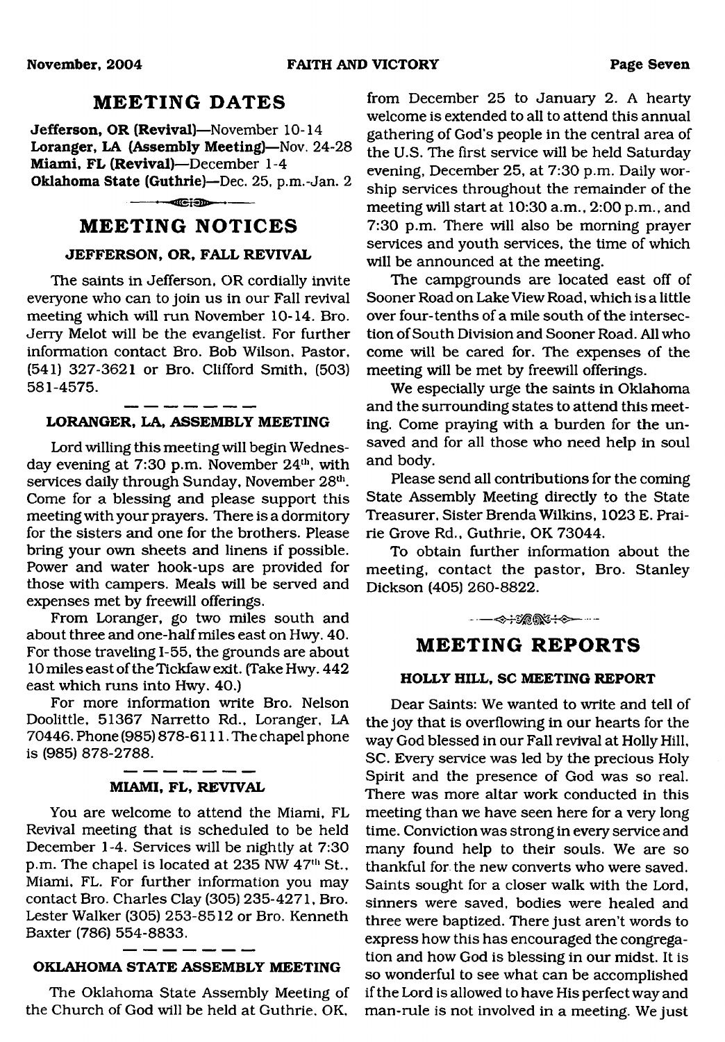## MEETING DATES

**Jefferson, OR (Revival)**—November 10-14
**Loranger, LA (Assembly Meeting)**—Nov. 24-28
**Miami, FL (Revival)**—December 1-4
**Oklahoma State (Guthrie)**—Dec. 25, p.m.-Jan. 2

## MEETING NOTICES

### JEFFERSON, OR, FALL REVIVAL

The saints in Jefferson, OR cordially invite everyone who can to join us in our Fall revival meeting which will run November 10-14. Bro. Jerry Melot will be the evangelist. For further information contact Bro. Bob Wilson, Pastor, (541) 327-3621 or Bro. Clifford Smith, (503) 581-4575.

### LORANGER, LA, ASSEMBLY MEETING

Lord willing this meeting will begin Wednesday evening at 7:30 p.m. November 24th, with services daily through Sunday, November 28th. Come for a blessing and please support this meeting with your prayers. There is a dormitory for the sisters and one for the brothers. Please bring your own sheets and linens if possible. Power and water hook-ups are provided for those with campers. Meals will be served and expenses met by freewill offerings.

From Loranger, go two miles south and about three and one-half miles east on Hwy. 40. For those traveling I-55, the grounds are about 10 miles east of the Tickfaw exit. (Take Hwy. 442 east which runs into Hwy. 40.)

For more information write Bro. Nelson Doolittle, 51367 Narretto Rd., Loranger, LA 70446. Phone (985) 878-6111. The chapel phone is (985) 878-2788.

### MIAMI, FL, REVIVAL

You are welcome to attend the Miami, FL Revival meeting that is scheduled to be held December 1-4. Services will be nightly at 7:30 p.m. The chapel is located at 235 NW 47th St., Miami, FL. For further information you may contact Bro. Charles Clay (305) 235-4271, Bro. Lester Walker (305) 253-8512 or Bro. Kenneth Baxter (786) 554-8833.

### OKLAHOMA STATE ASSEMBLY MEETING

The Oklahoma State Assembly Meeting of the Church of God will be held at Guthrie, OK, from December 25 to January 2. A hearty welcome is extended to all to attend this annual gathering of God's people in the central area of the U.S. The first service will be held Saturday evening, December 25, at 7:30 p.m. Daily worship services throughout the remainder of the meeting will start at 10:30 a.m., 2:00 p.m., and 7:30 p.m. There will also be morning prayer services and youth services, the time of which will be announced at the meeting.

The campgrounds are located east off of Sooner Road on Lake View Road, which is a little over four-tenths of a mile south of the intersection of South Division and Sooner Road. All who come will be cared for. The expenses of the meeting will be met by freewill offerings.

We especially urge the saints in Oklahoma and the surrounding states to attend this meeting. Come praying with a burden for the unsaved and for all those who need help in soul and body.

Please send all contributions for the coming State Assembly Meeting directly to the State Treasurer, Sister Brenda Wilkins, 1023 E. Prairie Grove Rd., Guthrie, OK 73044.

To obtain further information about the meeting, contact the pastor, Bro. Stanley Dickson (405) 260-8822.

## MEETING REPORTS

### HOLLY HILL, SC MEETING REPORT

Dear Saints: We wanted to write and tell of the joy that is overflowing in our hearts for the way God blessed in our Fall revival at Holly Hill, SC. Every service was led by the precious Holy Spirit and the presence of God was so real. There was more altar work conducted in this meeting than we have seen here for a very long time. Conviction was strong in every service and many found help to their souls. We are so thankful for the new converts who were saved. Saints sought for a closer walk with the Lord, sinners were saved, bodies were healed and three were baptized. There just aren't words to express how this has encouraged the congregation and how God is blessing in our midst. It is so wonderful to see what can be accomplished if the Lord is allowed to have His perfect way and man-rule is not involved in a meeting. We just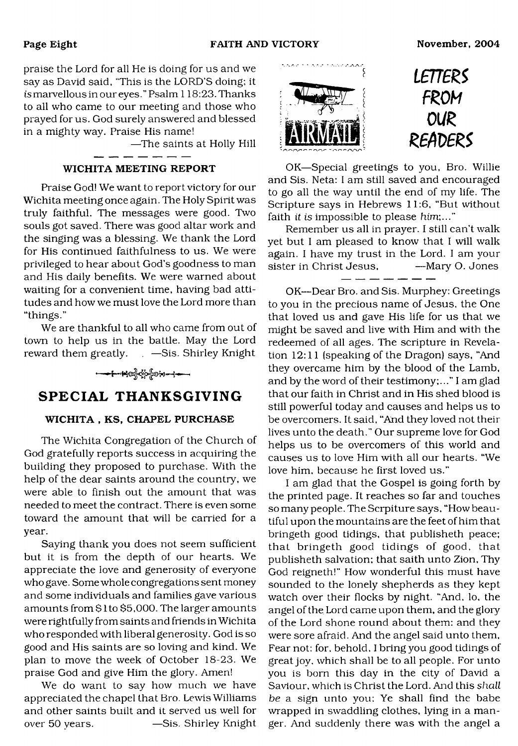praise the Lord for all He is doing for us and we say as David said, "This is the LORD'S doing; it *is* marvellous in our eyes." Psalm 118:23. Thanks to all who came to our meeting and those who prayed for us. God surely answered and blessed in a mighty way. Praise His name!

—The saints at Holly Hill

### WICHITA MEETING REPORT

Praise God! We want to report victory for our Wichita meeting once again. The Holy Spirit was truly faithful. The messages were good. Two souls got saved. There was good altar work and the singing was a blessing. We thank the Lord for His continued faithfulness to us. We were privileged to hear about God's goodness to man and His daily benefits. We were warned about waiting for a convenient time, having bad attitudes and how we must love the Lord more than "things."

We are thankful to all who came from out of town to help us in the battle. May the Lord reward them greatly. —Sis. Shirley Knight

## SPECIAL THANKSGIVING

### WICHITA, KS, CHAPEL PURCHASE

The Wichita Congregation of the Church of God gratefully reports success in acquiring the building they proposed to purchase. With the help of the dear saints around the country, we were able to finish out the amount that was needed to meet the contract. There is even some toward the amount that will be carried for a year.

Saying thank you does not seem sufficient but it is from the depth of our hearts. We appreciate the love and generosity of everyone who gave. Some whole congregations sent money and some individuals and families gave various amounts from $1 to $5,000. The larger amounts were rightfully from saints and friends in Wichita who responded with liberal generosity. God is so good and His saints are so loving and kind. We plan to move the week of October 18-23. We praise God and give Him the glory. Amen!

We do want to say how much we have appreciated the chapel that Bro. Lewis Williams and other saints built and it served us well for over 50 years. —Sis. Shirley Knight

## LETTERS FROM OUR READERS

OK—Special greetings to you, Bro. Willie and Sis. Neta: I am still saved and encouraged to go all the way until the end of my life. The Scripture says in Hebrews 11:6, "But without faith *it is* impossible to please *him*:..."

Remember us all in prayer. I still can't walk yet but I am pleased to know that I will walk again. I have my trust in the Lord. I am your sister in Christ Jesus. —Mary O. Jones

OK—Dear Bro. and Sis. Murphey: Greetings to you in the precious name of Jesus, the One that loved us and gave His life for us that we might be saved and live with Him and with the redeemed of all ages. The scripture in Revelation 12:11 (speaking of the Dragon) says, "And they overcame him by the blood of the Lamb, and by the word of their testimony;..." I am glad that our faith in Christ and in His shed blood is still powerful today and causes and helps us to be overcomers. It said, "And they loved not their lives unto the death." Our supreme love for God helps us to be overcomers of this world and causes us to love Him with all our hearts. "We love him, because he first loved us."

I am glad that the Gospel is going forth by the printed page. It reaches so far and touches so many people. The Scrpiture says, "How beautiful upon the mountains are the feet of him that bringeth good tidings, that publisheth peace; that bringeth good tidings of good, that publisheth salvation; that saith unto Zion, Thy God reigneth!" How wonderful this must have sounded to the lonely shepherds as they kept watch over their flocks by night. "And, lo, the angel of the Lord came upon them, and the glory of the Lord shone round about them: and they were sore afraid. And the angel said unto them, Fear not: for, behold, I bring you good tidings of great joy, which shall be to all people. For unto you is born this day in the city of David a Saviour, which is Christ the Lord. And this *shall be* a sign unto you; Ye shall find the babe wrapped in swaddling clothes, lying in a manger. And suddenly there was with the angel a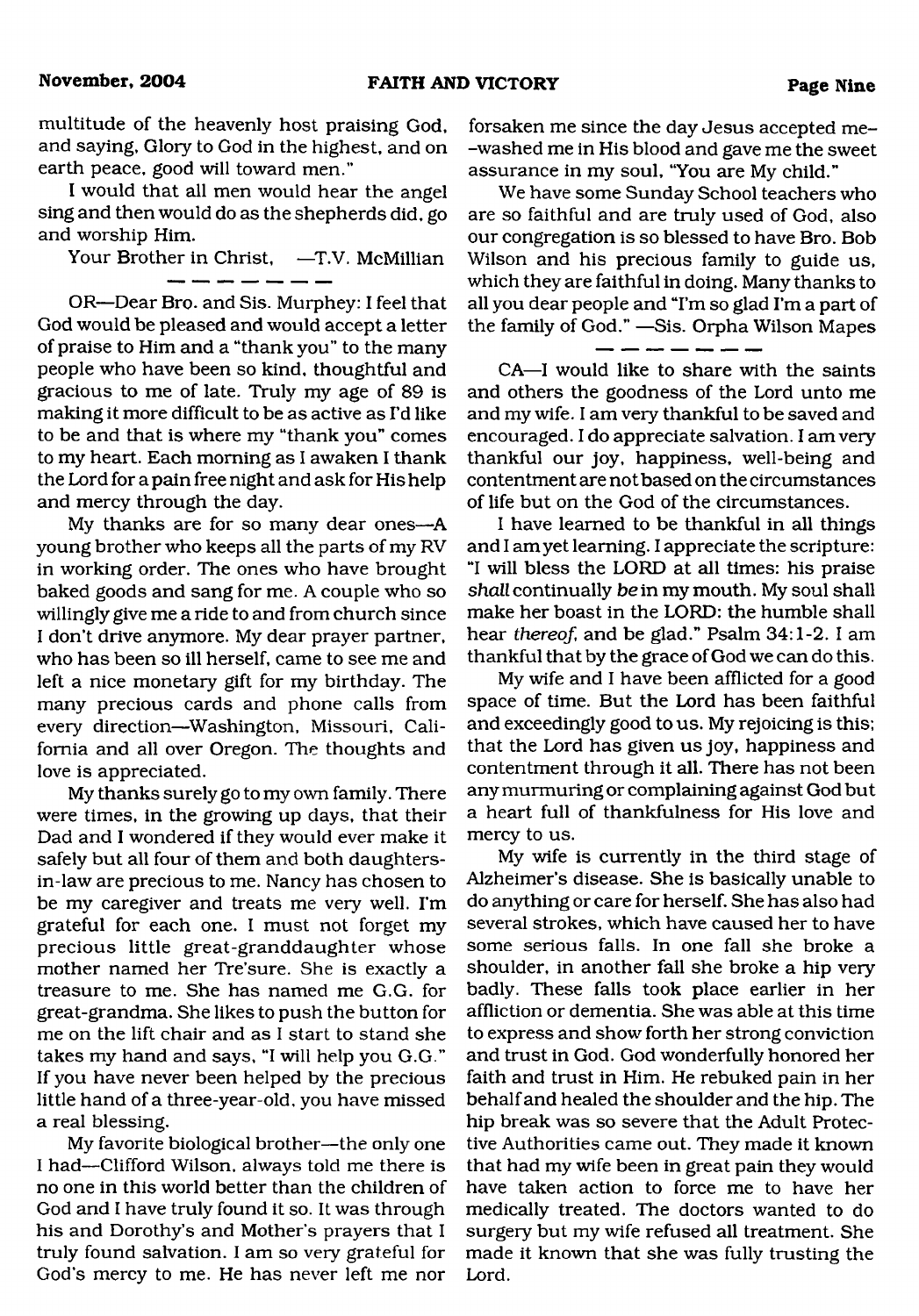multitude of the heavenly host praising God, and saying, Glory to God in the highest, and on earth peace, good will toward men."

I would that all men would hear the angel sing and then would do as the shepherds did, go and worship Him.

Your Brother in Christ, —T.V. McMillian

---

OR—Dear Bro. and Sis. Murphey: I feel that God would be pleased and would accept a letter of praise to Him and a "thank you" to the many people who have been so kind, thoughtful and gracious to me of late. Truly my age of 89 is making it more difficult to be as active as I'd like to be and that is where my "thank you" comes to my heart. Each morning as I awaken I thank the Lord for a pain free night and ask for His help and mercy through the day.

My thanks are for so many dear ones—A young brother who keeps all the parts of my RV in working order. The ones who have brought baked goods and sang for me. A couple who so willingly give me a ride to and from church since I don't drive anymore. My dear prayer partner, who has been so ill herself, came to see me and left a nice monetary gift for my birthday. The many precious cards and phone calls from every direction—Washington, Missouri, California and all over Oregon. The thoughts and love is appreciated.

My thanks surely go to my own family. There were times, in the growing up days, that their Dad and I wondered if they would ever make it safely but all four of them and both daughters-in-law are precious to me. Nancy has chosen to be my caregiver and treats me very well. I'm grateful for each one. I must not forget my precious little great-granddaughter whose mother named her Tre'sure. She is exactly a treasure to me. She has named me G.G. for great-grandma. She likes to push the button for me on the lift chair and as I start to stand she takes my hand and says, "I will help you G.G." If you have never been helped by the precious little hand of a three-year-old, you have missed a real blessing.

My favorite biological brother—the only one I had—Clifford Wilson, always told me there is no one in this world better than the children of God and I have truly found it so. It was through his and Dorothy's and Mother's prayers that I truly found salvation. I am so very grateful for God's mercy to me. He has never left me nor forsaken me since the day Jesus accepted me—washed me in His blood and gave me the sweet assurance in my soul, "You are My child."

We have some Sunday School teachers who are so faithful and are truly used of God, also our congregation is so blessed to have Bro. Bob Wilson and his precious family to guide us, which they are faithful in doing. Many thanks to all you dear people and "I'm so glad I'm a part of the family of God." —Sis. Orpha Wilson Mapes

---

CA—I would like to share with the saints and others the goodness of the Lord unto me and my wife. I am very thankful to be saved and encouraged. I do appreciate salvation. I am very thankful our joy, happiness, well-being and contentment are not based on the circumstances of life but on the God of the circumstances.

I have learned to be thankful in all things and I am yet learning. I appreciate the scripture: "I will bless the LORD at all times: his praise *shall* continually *be* in my mouth. My soul shall make her boast in the LORD: the humble shall hear *thereof*, and be glad." Psalm 34:1-2. I am thankful that by the grace of God we can do this.

My wife and I have been afflicted for a good space of time. But the Lord has been faithful and exceedingly good to us. My rejoicing is this; that the Lord has given us joy, happiness and contentment through it all. There has not been any murmuring or complaining against God but a heart full of thankfulness for His love and mercy to us.

My wife is currently in the third stage of Alzheimer's disease. She is basically unable to do anything or care for herself. She has also had several strokes, which have caused her to have some serious falls. In one fall she broke a shoulder, in another fall she broke a hip very badly. These falls took place earlier in her affliction or dementia. She was able at this time to express and show forth her strong conviction and trust in God. God wonderfully honored her faith and trust in Him. He rebuked pain in her behalf and healed the shoulder and the hip. The hip break was so severe that the Adult Protective Authorities came out. They made it known that had my wife been in great pain they would have taken action to force me to have her medically treated. The doctors wanted to do surgery but my wife refused all treatment. She made it known that she was fully trusting the Lord.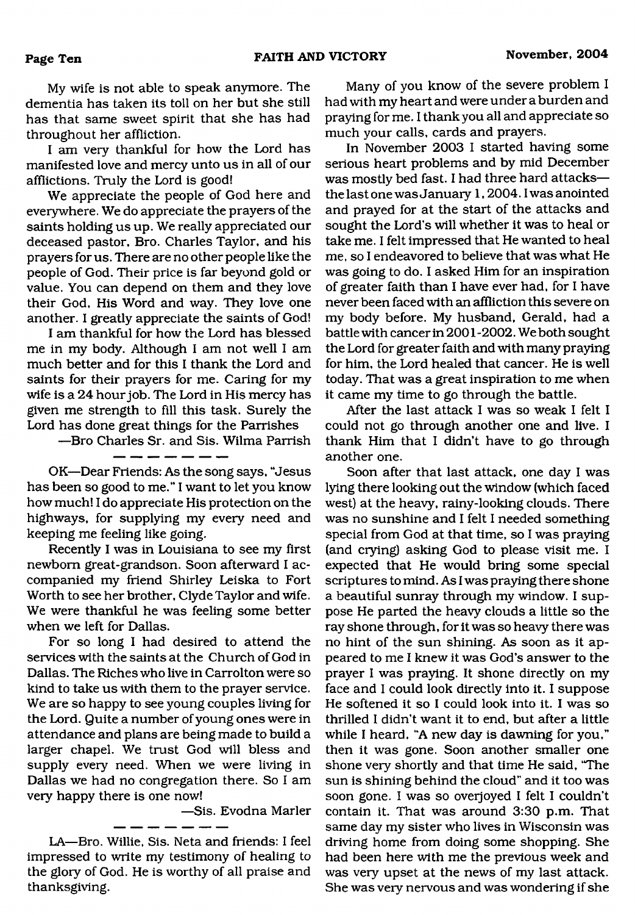My wife is not able to speak anymore. The dementia has taken its toll on her but she still has that same sweet spirit that she has had throughout her affliction.

I am very thankful for how the Lord has manifested love and mercy unto us in all of our afflictions. Truly the Lord is good!

We appreciate the people of God here and everywhere. We do appreciate the prayers of the saints holding us up. We really appreciated our deceased pastor, Bro. Charles Taylor, and his prayers for us. There are no other people like the people of God. Their price is far beyond gold or value. You can depend on them and they love their God, His Word and way. They love one another. I greatly appreciate the saints of God!

I am thankful for how the Lord has blessed me in my body. Although I am not well I am much better and for this I thank the Lord and saints for their prayers for me. Caring for my wife is a 24 hour job. The Lord in His mercy has given me strength to fill this task. Surely the Lord has done great things for the Parrishes

—Bro Charles Sr. and Sis. Wilma Parrish

---

OK—Dear Friends: As the song says, "Jesus has been so good to me." I want to let you know how much! I do appreciate His protection on the highways, for supplying my every need and keeping me feeling like going.

Recently I was in Louisiana to see my first newborn great-grandson. Soon afterward I accompanied my friend Shirley Leiska to Fort Worth to see her brother, Clyde Taylor and wife. We were thankful he was feeling some better when we left for Dallas.

For so long I had desired to attend the services with the saints at the Church of God in Dallas. The Riches who live in Carrolton were so kind to take us with them to the prayer service. We are so happy to see young couples living for the Lord. Quite a number of young ones were in attendance and plans are being made to build a larger chapel. We trust God will bless and supply every need. When we were living in Dallas we had no congregation there. So I am very happy there is one now!

—Sis. Evodna Marler

---

LA—Bro. Willie, Sis. Neta and friends: I feel impressed to write my testimony of healing to the glory of God. He is worthy of all praise and thanksgiving.

Many of you know of the severe problem I had with my heart and were under a burden and praying for me. I thank you all and appreciate so much your calls, cards and prayers.

In November 2003 I started having some serious heart problems and by mid December was mostly bed fast. I had three hard attacks—the last one was January 1, 2004. I was anointed and prayed for at the start of the attacks and sought the Lord's will whether it was to heal or take me. I felt impressed that He wanted to heal me, so I endeavored to believe that was what He was going to do. I asked Him for an inspiration of greater faith than I have ever had, for I have never been faced with an affliction this severe on my body before. My husband, Gerald, had a battle with cancer in 2001-2002. We both sought the Lord for greater faith and with many praying for him, the Lord healed that cancer. He is well today. That was a great inspiration to me when it came my time to go through the battle.

After the last attack I was so weak I felt I could not go through another one and live. I thank Him that I didn't have to go through another one.

Soon after that last attack, one day I was lying there looking out the window (which faced west) at the heavy, rainy-looking clouds. There was no sunshine and I felt I needed something special from God at that time, so I was praying (and crying) asking God to please visit me. I expected that He would bring some special scriptures to mind. As I was praying there shone a beautiful sunray through my window. I suppose He parted the heavy clouds a little so the ray shone through, for it was so heavy there was no hint of the sun shining. As soon as it appeared to me I knew it was God's answer to the prayer I was praying. It shone directly on my face and I could look directly into it. I suppose He softened it so I could look into it. I was so thrilled I didn't want it to end, but after a little while I heard, "A new day is dawning for you," then it was gone. Soon another smaller one shone very shortly and that time He said, "The sun is shining behind the cloud" and it too was soon gone. I was so overjoyed I felt I couldn't contain it. That was around 3:30 p.m. That same day my sister who lives in Wisconsin was driving home from doing some shopping. She had been here with me the previous week and was very upset at the news of my last attack. She was very nervous and was wondering if she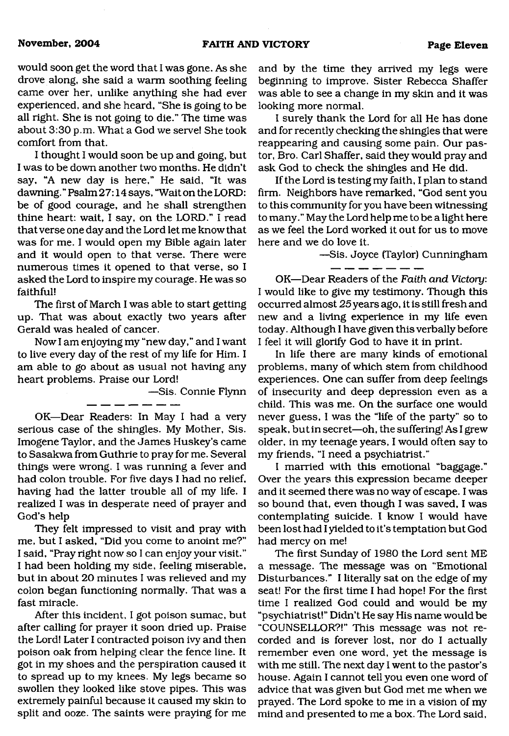would soon get the word that I was gone. As she drove along, she said a warm soothing feeling came over her, unlike anything she had ever experienced, and she heard, "She is going to be all right. She is not going to die." The time was about 3:30 p.m. What a God we serve! She took comfort from that.

I thought I would soon be up and going, but I was to be down another two months. He didn't say, "A new day is here," He said, "It was dawning." Psalm 27:14 says, "Wait on the LORD: be of good courage, and he shall strengthen thine heart: wait, I say, on the LORD." I read that verse one day and the Lord let me know that was for me. I would open my Bible again later and it would open to that verse. There were numerous times it opened to that verse, so I asked the Lord to inspire my courage. He was so faithful!

The first of March I was able to start getting up. That was about exactly two years after Gerald was healed of cancer.

Now I am enjoying my "new day," and I want to live every day of the rest of my life for Him. I am able to go about as usual not having any heart problems. Praise our Lord!

—Sis. Connie Flynn

---

OK—Dear Readers: In May I had a very serious case of the shingles. My Mother, Sis. Imogene Taylor, and the James Huskey's came to Sasakwa from Guthrie to pray for me. Several things were wrong. I was running a fever and had colon trouble. For five days I had no relief, having had the latter trouble all of my life. I realized I was in desperate need of prayer and God's help

They felt impressed to visit and pray with me, but I asked, "Did you come to anoint me?" I said, "Pray right now so I can enjoy your visit." I had been holding my side, feeling miserable, but in about 20 minutes I was relieved and my colon began functioning normally. That was a fast miracle.

After this incident, I got poison sumac, but after calling for prayer it soon dried up. Praise the Lord! Later I contracted poison ivy and then poison oak from helping clear the fence line. It got in my shoes and the perspiration caused it to spread up to my knees. My legs became so swollen they looked like stove pipes. This was extremely painful because it caused my skin to split and ooze. The saints were praying for me and by the time they arrived my legs were beginning to improve. Sister Rebecca Shaffer was able to see a change in my skin and it was looking more normal.

I surely thank the Lord for all He has done and for recently checking the shingles that were reappearing and causing some pain. Our pastor, Bro. Carl Shaffer, said they would pray and ask God to check the shingles and He did.

If the Lord is testing my faith, I plan to stand firm. Neighbors have remarked, "God sent you to this community for you have been witnessing to many." May the Lord help me to be a light here as we feel the Lord worked it out for us to move here and we do love it.

—Sis. Joyce (Taylor) Cunningham

---

OK—Dear Readers of the *Faith and Victory*: I would like to give my testimony. Though this occurred almost 25 years ago, it is still fresh and new and a living experience in my life even today. Although I have given this verbally before I feel it will glorify God to have it in print.

In life there are many kinds of emotional problems, many of which stem from childhood experiences. One can suffer from deep feelings of insecurity and deep depression even as a child. This was me. On the surface one would never guess, I was the "life of the party" so to speak, but in secret—oh, the suffering! As I grew older, in my teenage years, I would often say to my friends, "I need a psychiatrist."

I married with this emotional "baggage." Over the years this expression became deeper and it seemed there was no way of escape. I was so bound that, even though I was saved, I was contemplating suicide. I know I would have been lost had I yielded to it's temptation but God had mercy on me!

The first Sunday of 1980 the Lord sent ME a message. The message was on "Emotional Disturbances." I literally sat on the edge of my seat! For the first time I had hope! For the first time I realized God could and would be my "psychiatrist!" Didn't He say His name would be "COUNSELLOR?!" This message was not recorded and is forever lost, nor do I actually remember even one word, yet the message is with me still. The next day I went to the pastor's house. Again I cannot tell you even one word of advice that was given but God met me when we prayed. The Lord spoke to me in a vision of my mind and presented to me a box. The Lord said,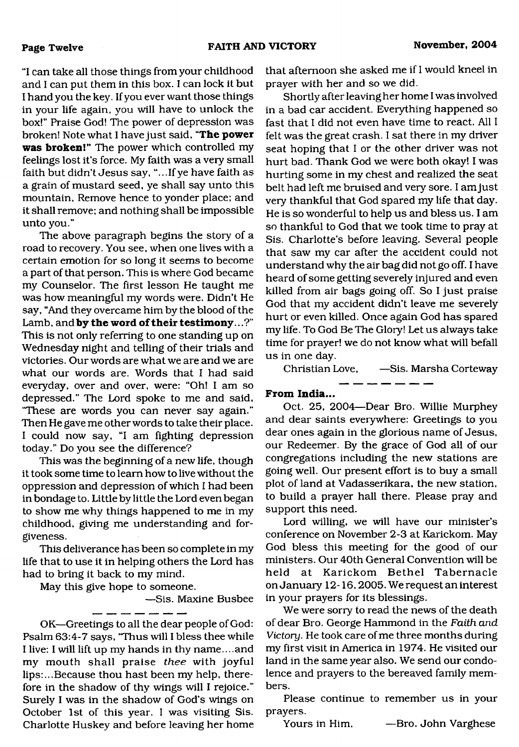"I can take all those things from your childhood and I can put them in this box. I can lock it but I hand you the key. If you ever want those things in your life again, you will have to unlock the box!" Praise God! The power of depression was broken! Note what I have just said, **"The power was broken!"** The power which controlled my feelings lost it's force. My faith was a very small faith but didn't Jesus say, "...If ye have faith as a grain of mustard seed, ye shall say unto this mountain, Remove hence to yonder place; and it shall remove; and nothing shall be impossible unto you."

The above paragraph begins the story of a road to recovery. You see, when one lives with a certain emotion for so long it seems to become a part of that person. This is where God became my Counselor. The first lesson He taught me was how meaningful my words were. Didn't He say, "And they overcame him by the blood of the Lamb, and **by the word of their testimony**...?" This is not only referring to one standing up on Wednesday night and telling of their trials and victories. Our words are what we are and we are what our words are. Words that I had said everyday, over and over, were: "Oh! I am so depressed." The Lord spoke to me and said, "These are words you can never say again." Then He gave me other words to take their place. I could now say, "I am fighting depression today." Do you see the difference?

This was the beginning of a new life, though it took some time to learn how to live without the oppression and depression of which I had been in bondage to. Little by little the Lord even began to show me why things happened to me in my childhood, giving me understanding and forgiveness.

This deliverance has been so complete in my life that to use it in helping others the Lord has had to bring it back to my mind.

May this give hope to someone.

—Sis. Maxine Busbee

---

OK—Greetings to all the dear people of God: Psalm 63:4-7 says, "Thus will I bless thee while I live: I will lift up my hands in thy name....and my mouth shall praise *thee* with joyful lips:...Because thou hast been my help, therefore in the shadow of thy wings will I rejoice." Surely I was in the shadow of God's wings on October 1st of this year. I was visiting Sis. Charlotte Huskey and before leaving her home that afternoon she asked me if I would kneel in prayer with her and so we did.

Shortly after leaving her home I was involved in a bad car accident. Everything happened so fast that I did not even have time to react. All I felt was the great crash. I sat there in my driver seat hoping that I or the other driver was not hurt bad. Thank God we were both okay! I was hurting some in my chest and realized the seat belt had left me bruised and very sore. I am just very thankful that God spared my life that day. He is so wonderful to help us and bless us. I am so thankful to God that we took time to pray at Sis. Charlotte's before leaving. Several people that saw my car after the accident could not understand why the air bag did not go off. I have heard of some getting severely injured and even killed from air bags going off. So I just praise God that my accident didn't leave me severely hurt or even killed. Once again God has spared my life. To God Be The Glory! Let us always take time for prayer! we do not know what will befall us in one day.

Christian Love, —Sis. Marsha Corteway

---

**From India...**

Oct. 25, 2004—Dear Bro. Willie Murphey and dear saints everywhere: Greetings to you dear ones again in the glorious name of Jesus, our Redeemer. By the grace of God all of our congregations including the new stations are going well. Our present effort is to buy a small plot of land at Vadasserikara, the new station, to build a prayer hall there. Please pray and support this need.

Lord willing, we will have our minister's conference on November 2-3 at Karickom. May God bless this meeting for the good of our ministers. Our 40th General Convention will be held at Karickom Bethel Tabernacle on January 12-16, 2005. We request an interest in your prayers for its blessings.

We were sorry to read the news of the death of dear Bro. George Hammond in the *Faith and Victory*. He took care of me three months during my first visit in America in 1974. He visited our land in the same year also. We send our condolence and prayers to the bereaved family members.

Please continue to remember us in your prayers.

Yours in Him, —Bro. John Varghese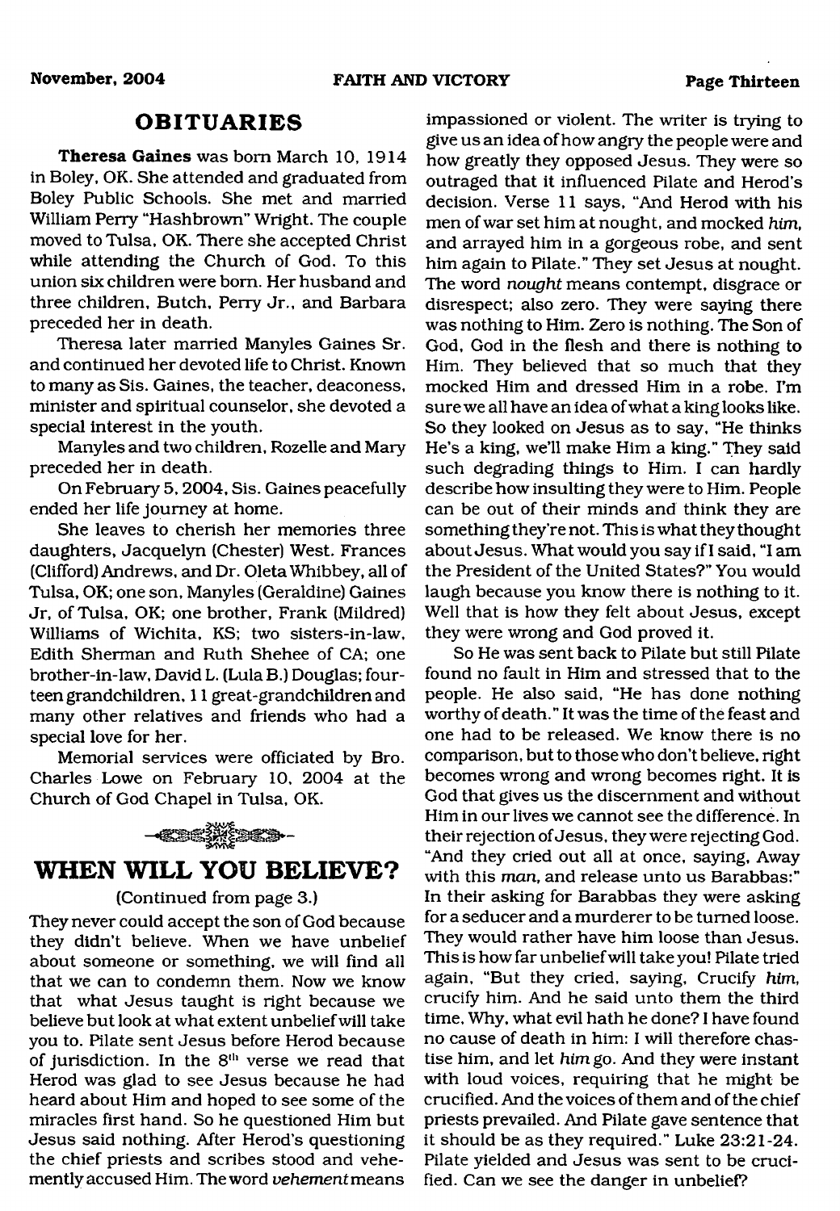## OBITUARIES

**Theresa Gaines** was born March 10, 1914 in Boley, OK. She attended and graduated from Boley Public Schools. She met and married William Perry "Hashbrown" Wright. The couple moved to Tulsa, OK. There she accepted Christ while attending the Church of God. To this union six children were born. Her husband and three children, Butch, Perry Jr., and Barbara preceded her in death.

Theresa later married Manyles Gaines Sr. and continued her devoted life to Christ. Known to many as Sis. Gaines, the teacher, deaconess, minister and spiritual counselor, she devoted a special interest in the youth.

Manyles and two children, Rozelle and Mary preceded her in death.

On February 5, 2004, Sis. Gaines peacefully ended her life journey at home.

She leaves to cherish her memories three daughters, Jacquelyn (Chester) West, Frances (Clifford) Andrews, and Dr. Oleta Whibbey, all of Tulsa, OK; one son, Manyles (Geraldine) Gaines Jr, of Tulsa, OK; one brother, Frank (Mildred) Williams of Wichita, KS; two sisters-in-law, Edith Sherman and Ruth Shehee of CA; one brother-in-law, David L. (Lula B.) Douglas; fourteen grandchildren, 11 great-grandchildren and many other relatives and friends who had a special love for her.

Memorial services were officiated by Bro. Charles Lowe on February 10, 2004 at the Church of God Chapel in Tulsa, OK.

## WHEN WILL YOU BELIEVE?

(Continued from page 3.)

They never could accept the son of God because they didn't believe. When we have unbelief about someone or something, we will find all that we can to condemn them. Now we know that what Jesus taught is right because we believe but look at what extent unbelief will take you to. Pilate sent Jesus before Herod because of jurisdiction. In the 8th verse we read that Herod was glad to see Jesus because he had heard about Him and hoped to see some of the miracles first hand. So he questioned Him but Jesus said nothing. After Herod's questioning the chief priests and scribes stood and vehemently accused Him. The word *vehement* means impassioned or violent. The writer is trying to give us an idea of how angry the people were and how greatly they opposed Jesus. They were so outraged that it influenced Pilate and Herod's decision. Verse 11 says, "And Herod with his men of war set him at nought, and mocked *him*, and arrayed him in a gorgeous robe, and sent him again to Pilate." They set Jesus at nought. The word *nought* means contempt, disgrace or disrespect; also zero. They were saying there was nothing to Him. Zero is nothing. The Son of God, God in the flesh and there is nothing to Him. They believed that so much that they mocked Him and dressed Him in a robe. I'm sure we all have an idea of what a king looks like. So they looked on Jesus as to say, "He thinks He's a king, we'll make Him a king." They said such degrading things to Him. I can hardly describe how insulting they were to Him. People can be out of their minds and think they are something they're not. This is what they thought about Jesus. What would you say if I said, "I am the President of the United States?" You would laugh because you know there is nothing to it. Well that is how they felt about Jesus, except they were wrong and God proved it.

So He was sent back to Pilate but still Pilate found no fault in Him and stressed that to the people. He also said, "He has done nothing worthy of death." It was the time of the feast and one had to be released. We know there is no comparison, but to those who don't believe, right becomes wrong and wrong becomes right. It is God that gives us the discernment and without Him in our lives we cannot see the difference. In their rejection of Jesus, they were rejecting God. "And they cried out all at once, saying, Away with this *man*, and release unto us Barabbas:" In their asking for Barabbas they were asking for a seducer and a murderer to be turned loose. They would rather have him loose than Jesus. This is how far unbelief will take you! Pilate tried again, "But they cried, saying, Crucify *him*, crucify him. And he said unto them the third time, Why, what evil hath he done? I have found no cause of death in him: I will therefore chastise him, and let *him* go. And they were instant with loud voices, requiring that he might be crucified. And the voices of them and of the chief priests prevailed. And Pilate gave sentence that it should be as they required." Luke 23:21-24. Pilate yielded and Jesus was sent to be crucified. Can we see the danger in unbelief?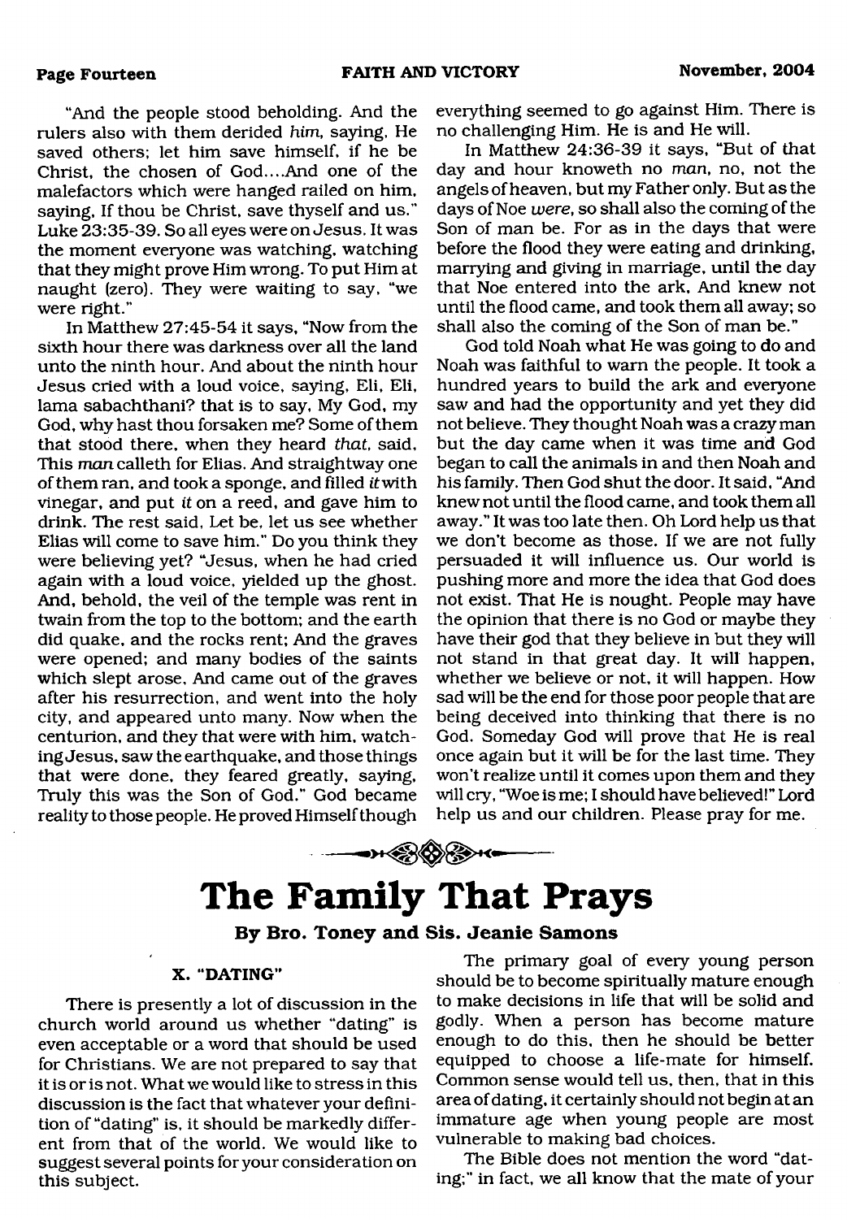"And the people stood beholding. And the rulers also with them derided *him,* saying, He saved others; let him save himself, if he be Christ, the chosen of God....And one of the malefactors which were hanged railed on him, saying, If thou be Christ, save thyself and us." Luke 23:35-39. So all eyes were on Jesus. It was the moment everyone was watching, watching that they might prove Him wrong. To put Him at naught (zero). They were waiting to say, "we were right."

In Matthew 27:45-54 it says, "Now from the sixth hour there was darkness over all the land unto the ninth hour. And about the ninth hour Jesus cried with a loud voice, saying, Eli, Eli, lama sabachthani? that is to say, My God, my God, why hast thou forsaken me? Some of them that stood there, when they heard *that,* said, This *man* calleth for Elias. And straightway one of them ran, and took a sponge, and filled *it* with vinegar, and put *it* on a reed, and gave him to drink. The rest said, Let be, let us see whether Elias will come to save him." Do you think they were believing yet? "Jesus, when he had cried again with a loud voice, yielded up the ghost. And, behold, the veil of the temple was rent in twain from the top to the bottom; and the earth did quake, and the rocks rent; And the graves were opened; and many bodies of the saints which slept arose, And came out of the graves after his resurrection, and went into the holy city, and appeared unto many. Now when the centurion, and they that were with him, watching Jesus, saw the earthquake, and those things that were done, they feared greatly, saying, Truly this was the Son of God." God became reality to those people. He proved Himself though everything seemed to go against Him. There is no challenging Him. He is and He will.

In Matthew 24:36-39 it says, "But of that day and hour knoweth no *man,* no, not the angels of heaven, but my Father only. But as the days of Noe *were,* so shall also the coming of the Son of man be. For as in the days that were before the flood they were eating and drinking, marrying and giving in marriage, until the day that Noe entered into the ark, And knew not until the flood came, and took them all away; so shall also the coming of the Son of man be."

God told Noah what He was going to do and Noah was faithful to warn the people. It took a hundred years to build the ark and everyone saw and had the opportunity and yet they did not believe. They thought Noah was a crazy man but the day came when it was time and God began to call the animals in and then Noah and his family. Then God shut the door. It said, "And knew not until the flood came, and took them all away." It was too late then. Oh Lord help us that we don't become as those. If we are not fully persuaded it will influence us. Our world is pushing more and more the idea that God does not exist. That He is nought. People may have the opinion that there is no God or maybe they have their god that they believe in but they will not stand in that great day. It will happen, whether we believe or not, it will happen. How sad will be the end for those poor people that are being deceived into thinking that there is no God. Someday God will prove that He is real once again but it will be for the last time. They won't realize until it comes upon them and they will cry, "Woe is me; I should have believed!" Lord help us and our children. Please pray for me.

# The Family That Prays

**By Bro. Toney and Sis. Jeanie Samons**

### X. "DATING"

There is presently a lot of discussion in the church world around us whether "dating" is even acceptable or a word that should be used for Christians. We are not prepared to say that it is or is not. What we would like to stress in this discussion is the fact that whatever your definition of "dating" is, it should be markedly different from that of the world. We would like to suggest several points for your consideration on this subject.

The primary goal of every young person should be to become spiritually mature enough to make decisions in life that will be solid and godly. When a person has become mature enough to do this, then he should be better equipped to choose a life-mate for himself. Common sense would tell us, then, that in this area of dating, it certainly should not begin at an immature age when young people are most vulnerable to making bad choices.

The Bible does not mention the word "dating;" in fact, we all know that the mate of your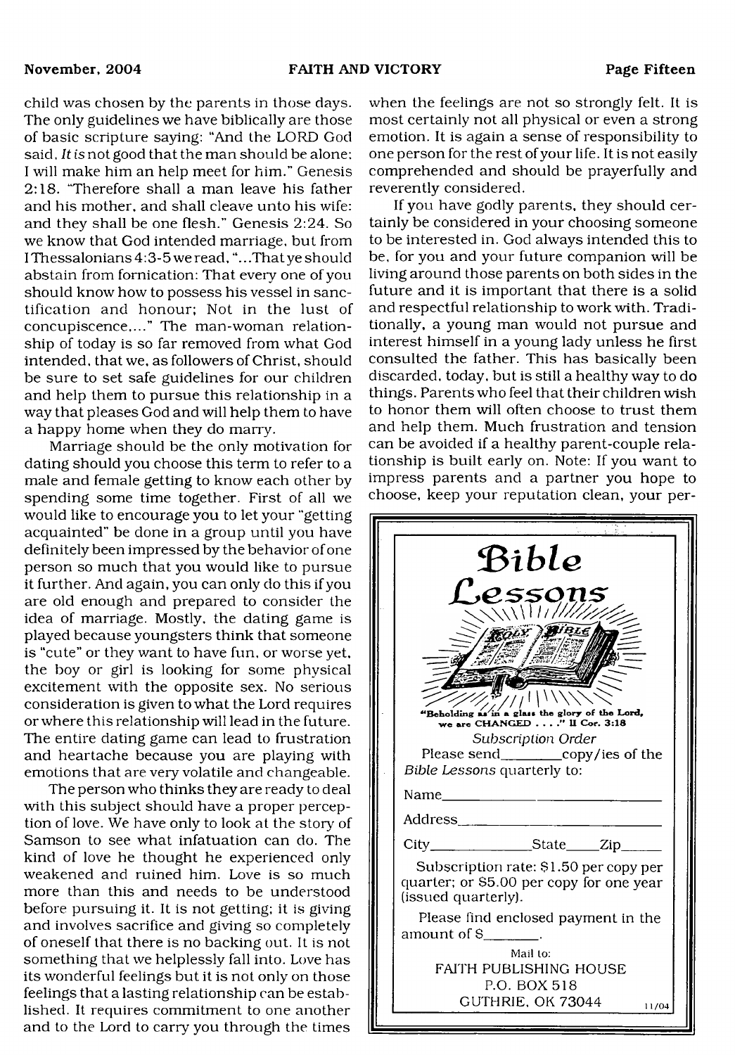child was chosen by the parents in those days. The only guidelines we have biblically are those of basic scripture saying: "And the LORD God said, *It is* not good that the man should be alone; I will make him an help meet for him." Genesis 2:18. "Therefore shall a man leave his father and his mother, and shall cleave unto his wife: and they shall be one flesh." Genesis 2:24. So we know that God intended marriage, but from I Thessalonians 4:3-5 we read, "...That ye should abstain from fornication: That every one of you should know how to possess his vessel in sanctification and honour; Not in the lust of concupiscence,..." The man-woman relationship of today is so far removed from what God intended, that we, as followers of Christ, should be sure to set safe guidelines for our children and help them to pursue this relationship in a way that pleases God and will help them to have a happy home when they do marry.

Marriage should be the only motivation for dating should you choose this term to refer to a male and female getting to know each other by spending some time together. First of all we would like to encourage you to let your "getting acquainted" be done in a group until you have definitely been impressed by the behavior of one person so much that you would like to pursue it further. And again, you can only do this if you are old enough and prepared to consider the idea of marriage. Mostly, the dating game is played because youngsters think that someone is "cute" or they want to have fun, or worse yet, the boy or girl is looking for some physical excitement with the opposite sex. No serious consideration is given to what the Lord requires or where this relationship will lead in the future. The entire dating game can lead to frustration and heartache because you are playing with emotions that are very volatile and changeable.

The person who thinks they are ready to deal with this subject should have a proper perception of love. We have only to look at the story of Samson to see what infatuation can do. The kind of love he thought he experienced only weakened and ruined him. Love is so much more than this and needs to be understood before pursuing it. It is not getting; it is giving and involves sacrifice and giving so completely of oneself that there is no backing out. It is not something that we helplessly fall into. Love has its wonderful feelings but it is not only on those feelings that a lasting relationship can be established. It requires commitment to one another and to the Lord to carry you through the times when the feelings are not so strongly felt. It is most certainly not all physical or even a strong emotion. It is again a sense of responsibility to one person for the rest of your life. It is not easily comprehended and should be prayerfully and reverently considered.

If you have godly parents, they should certainly be considered in your choosing someone to be interested in. God always intended this to be, for you and your future companion will be living around those parents on both sides in the future and it is important that there is a solid and respectful relationship to work with. Traditionally, a young man would not pursue and interest himself in a young lady unless he first consulted the father. This has basically been discarded, today, but is still a healthy way to do things. Parents who feel that their children wish to honor them will often choose to trust them and help them. Much frustration and tension can be avoided if a healthy parent-couple relationship is built early on. Note: If you want to impress parents and a partner you hope to choose, keep your reputation clean, your per-

---

# Bible Lessons

"Beholding as in a glass the glory of the Lord, we are CHANGED . . . ." II Cor. 3:18

*Subscription Order*

Please send________copy/ies of the *Bible Lessons* quarterly to:

Name______________________________

Address____________________________

City______________State_____Zip______

Subscription rate: $1.50 per copy per quarter; or $5.00 per copy for one year (issued quarterly).

Please find enclosed payment in the amount of $________.

Mail to:
FAITH PUBLISHING HOUSE
P.O. BOX 518
GUTHRIE, OK 73044

11/04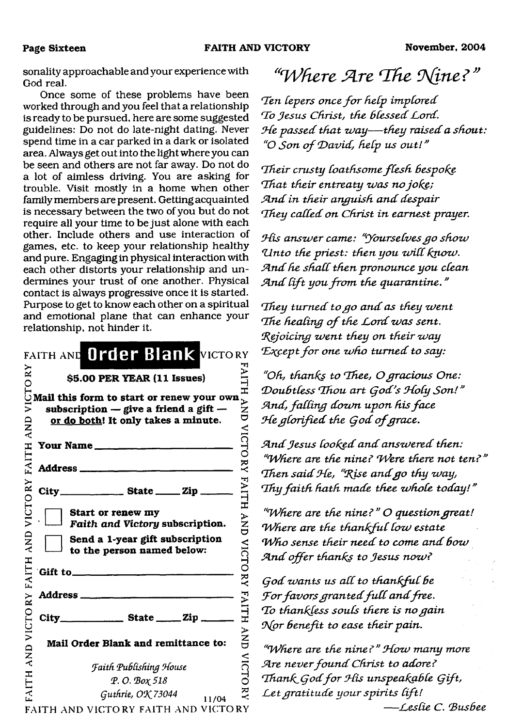sonality approachable and your experience with God real.

Once some of these problems have been worked through and you feel that a relationship is ready to be pursued, here are some suggested guidelines: Do not do late-night dating. Never spend time in a car parked in a dark or isolated area. Always get out into the light where you can be seen and others are not far away. Do not do a lot of aimless driving. You are asking for trouble. Visit mostly in a home when other family members are present. Getting acquainted is necessary between the two of you but do not require all your time to be just alone with each other. Include others and use interaction of games, etc. to keep your relationship healthy and pure. Engaging in physical interaction with each other distorts your relationship and undermines your trust of one another. Physical contact is always progressive once it is started. Purpose to get to know each other on a spiritual and emotional plane that can enhance your relationship, not hinder it.

## Order Blank

**$5.00 PER YEAR (11 Issues)**

**Mail this form to start or renew your own subscription — give a friend a gift — or do both! It only takes a minute.**

**Your Name** ______________________

**Address** ______________________

**City** __________ **State** _____ **Zip** _____

☐ **Start or renew my *Faith and Victory* subscription.**

☐ **Send a 1-year gift subscription to the person named below:**

**Gift to** ______________________

**Address** ______________________

**City** __________ **State** _____ **Zip** _____

**Mail Order Blank and remittance to:**

*Faith Publishing House*
*P. O. Box 518*
*Guthrie, OK 73044*

11/04

# *"Where Are The Nine?"*

*Ten lepers once for help implored*
*To Jesus Christ, the blessed Lord.*
*He passed that way—they raised a shout:*
*"O Son of David, help us out!"*

*Their crusty loathsome flesh bespoke*
*That their entreaty was no joke;*
*And in their anguish and despair*
*They called on Christ in earnest prayer.*

*His answer came: "Yourselves go show*
*Unto the priest: then you will know.*
*And he shall then pronounce you clean*
*And lift you from the quarantine."*

*They turned to go and as they went*
*The healing of the Lord was sent.*
*Rejoicing went they on their way*
*Except for one who turned to say:*

*"Oh, thanks to Thee, O gracious One:*
*Doubtless Thou art God's Holy Son!"*
*And, falling down upon his face*
*He glorified the God of grace.*

*And Jesus looked and answered then:*
*"Where are the nine? Were there not ten?"*
*Then said He, "Rise and go thy way,*
*Thy faith hath made thee whole today!"*

*"Where are the nine?" O question great!*
*Where are the thankful low estate*
*Who sense their need to come and bow*
*And offer thanks to Jesus now?*

*God wants us all to thankful be*
*For favors granted full and free.*
*To thankless souls there is no gain*
*Nor benefit to ease their pain.*

*"Where are the nine?" How many more*
*Are never found Christ to adore?*
*Thank God for His unspeakable Gift,*
*Let gratitude your spirits lift!*

*—Leslie C. Busbee*